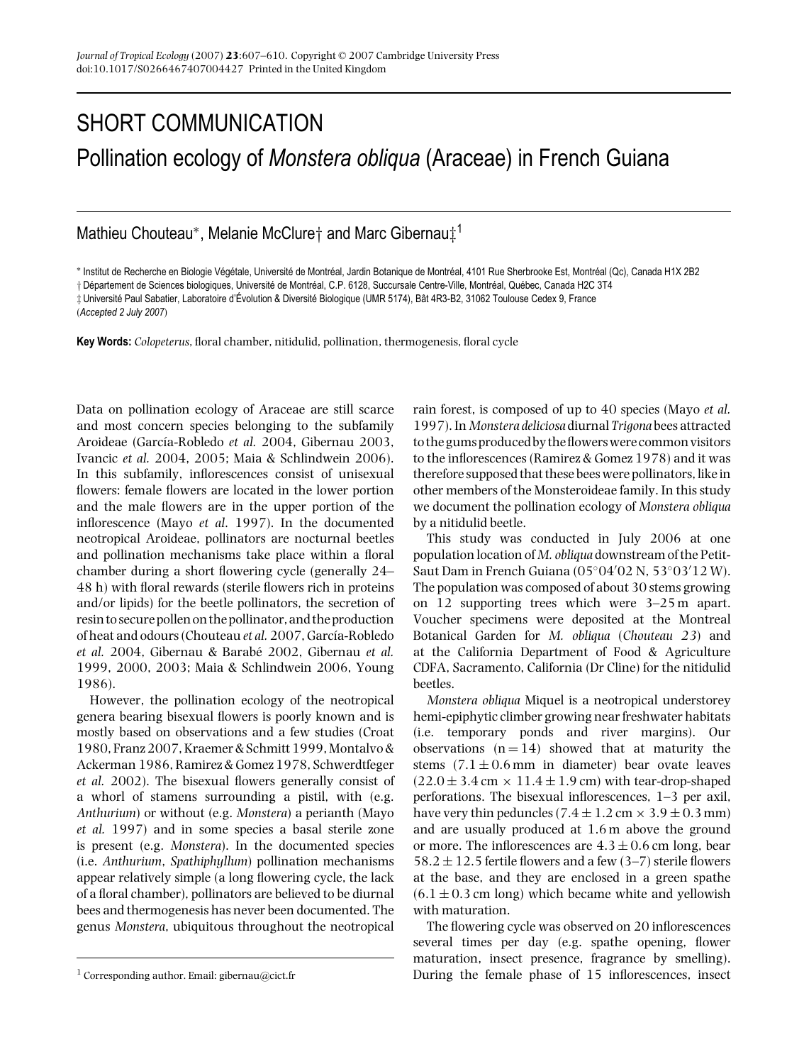SHORT COMMUNICATION

# Pollination ecology of *Monstera obliqua* (Araceae) in French Guiana

Mathieu Chouteau*, Melanie McClure† and Marc Gibernau‡[1]

\* Institut de Recherche en Biologie Végétale, Université de Montréal, Jardin Botanique de Montréal, 4101 Rue Sherbrooke Est, Montréal (Qc), Canada H1X 2B2
† Département de Sciences biologiques, Université de Montréal, C.P. 6128, Succursale Centre-Ville, Montréal, Québec, Canada H2C 3T4
‡ Université Paul Sabatier, Laboratoire d'Évolution & Diversité Biologique (UMR 5174), Bât 4R3-B2, 31062 Toulouse Cedex 9, France
(*Accepted 2 July 2007*)

**Key Words:** *Colopeterus*, floral chamber, nitidulid, pollination, thermogenesis, floral cycle

Data on pollination ecology of Araceae are still scarce and most concern species belonging to the subfamily Aroideae (García-Robledo *et al.* 2004, Gibernau 2003, Ivancic *et al.* 2004, 2005; Maia & Schlindwein 2006). In this subfamily, inflorescences consist of unisexual flowers: female flowers are located in the lower portion and the male flowers are in the upper portion of the inflorescence (Mayo *et al.* 1997). In the documented neotropical Aroideae, pollinators are nocturnal beetles and pollination mechanisms take place within a floral chamber during a short flowering cycle (generally 24–48 h) with floral rewards (sterile flowers rich in proteins and/or lipids) for the beetle pollinators, the secretion of resin to secure pollen on the pollinator, and the production of heat and odours (Chouteau *et al.* 2007, García-Robledo *et al.* 2004, Gibernau & Barabé 2002, Gibernau *et al.* 1999, 2000, 2003; Maia & Schlindwein 2006, Young 1986).

However, the pollination ecology of the neotropical genera bearing bisexual flowers is poorly known and is mostly based on observations and a few studies (Croat 1980, Franz 2007, Kraemer & Schmitt 1999, Montalvo & Ackerman 1986, Ramirez & Gomez 1978, Schwerdtfeger *et al.* 2002). The bisexual flowers generally consist of a whorl of stamens surrounding a pistil, with (e.g. *Anthurium*) or without (e.g. *Monstera*) a perianth (Mayo *et al.* 1997) and in some species a basal sterile zone is present (e.g. *Monstera*). In the documented species (i.e. *Anthurium*, *Spathiphyllum*) pollination mechanisms appear relatively simple (a long flowering cycle, the lack of a floral chamber), pollinators are believed to be diurnal bees and thermogenesis has never been documented. The genus *Monstera*, ubiquitous throughout the neotropical rain forest, is composed of up to 40 species (Mayo *et al.* 1997). In *Monstera deliciosa* diurnal *Trigona* bees attracted to the gums produced by the flowers were common visitors to the inflorescences (Ramirez & Gomez 1978) and it was therefore supposed that these bees were pollinators, like in other members of the Monsteroideae family. In this study we document the pollination ecology of *Monstera obliqua* by a nitidulid beetle.

This study was conducted in July 2006 at one population location of *M. obliqua* downstream of the Petit-Saut Dam in French Guiana (05°04′02 N, 53°03′12 W). The population was composed of about 30 stems growing on 12 supporting trees which were 3–25 m apart. Voucher specimens were deposited at the Montreal Botanical Garden for *M. obliqua* (*Chouteau 23*) and at the California Department of Food & Agriculture CDFA, Sacramento, California (Dr Cline) for the nitidulid beetles.

*Monstera obliqua* Miquel is a neotropical understorey hemi-epiphytic climber growing near freshwater habitats (i.e. temporary ponds and river margins). Our observations ($n = 14$) showed that at maturity the stems ($7.1 \pm 0.6$ mm in diameter) bear ovate leaves ($22.0 \pm 3.4$ cm $\times$ $11.4 \pm 1.9$ cm) with tear-drop-shaped perforations. The bisexual inflorescences, 1–3 per axil, have very thin peduncles ($7.4 \pm 1.2$ cm $\times$ $3.9 \pm 0.3$ mm) and are usually produced at 1.6 m above the ground or more. The inflorescences are $4.3 \pm 0.6$ cm long, bear $58.2 \pm 12.5$ fertile flowers and a few (3–7) sterile flowers at the base, and they are enclosed in a green spathe ($6.1 \pm 0.3$ cm long) which became white and yellowish with maturation.

The flowering cycle was observed on 20 inflorescences several times per day (e.g. spathe opening, flower maturation, insect presence, fragrance by smelling). During the female phase of 15 inflorescences, insect

[1] Corresponding author. Email: gibernau@cict.fr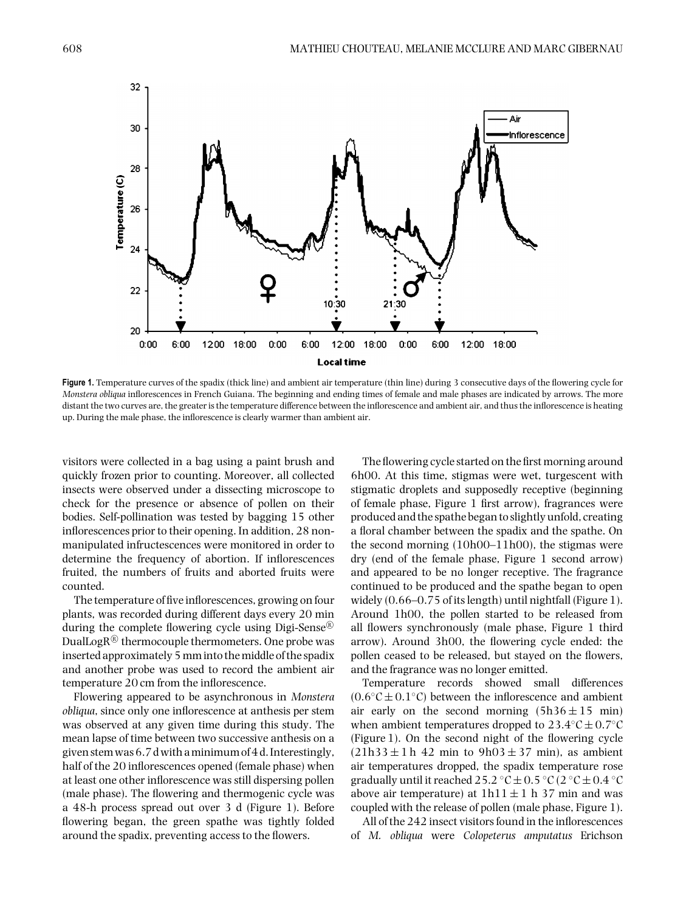**Figure 1.** Temperature curves of the spadix (thick line) and ambient air temperature (thin line) during 3 consecutive days of the flowering cycle for *Monstera obliqua* inflorescences in French Guiana. The beginning and ending times of female and male phases are indicated by arrows. The more distant the two curves are, the greater is the temperature difference between the inflorescence and ambient air, and thus the inflorescence is heating up. During the male phase, the inflorescence is clearly warmer than ambient air.

visitors were collected in a bag using a paint brush and quickly frozen prior to counting. Moreover, all collected insects were observed under a dissecting microscope to check for the presence or absence of pollen on their bodies. Self-pollination was tested by bagging 15 other inflorescences prior to their opening. In addition, 28 non-manipulated infructescences were monitored in order to determine the frequency of abortion. If inflorescences fruited, the numbers of fruits and aborted fruits were counted.

The temperature of five inflorescences, growing on four plants, was recorded during different days every 20 min during the complete flowering cycle using Digi-Sense® DualLogR® thermocouple thermometers. One probe was inserted approximately 5 mm into the middle of the spadix and another probe was used to record the ambient air temperature 20 cm from the inflorescence.

Flowering appeared to be asynchronous in *Monstera obliqua*, since only one inflorescence at anthesis per stem was observed at any given time during this study. The mean lapse of time between two successive anthesis on a given stem was 6.7 d with a minimum of 4 d. Interestingly, half of the 20 inflorescences opened (female phase) when at least one other inflorescence was still dispersing pollen (male phase). The flowering and thermogenic cycle was a 48-h process spread out over 3 d (Figure 1). Before flowering began, the green spathe was tightly folded around the spadix, preventing access to the flowers.

The flowering cycle started on the first morning around 6h00. At this time, stigmas were wet, turgescent with stigmatic droplets and supposedly receptive (beginning of female phase, Figure 1 first arrow), fragrances were produced and the spathe began to slightly unfold, creating a floral chamber between the spadix and the spathe. On the second morning (10h00–11h00), the stigmas were dry (end of the female phase, Figure 1 second arrow) and appeared to be no longer receptive. The fragrance continued to be produced and the spathe began to open widely (0.66–0.75 of its length) until nightfall (Figure 1). Around 1h00, the pollen started to be released from all flowers synchronously (male phase, Figure 1 third arrow). Around 3h00, the flowering cycle ended: the pollen ceased to be released, but stayed on the flowers, and the fragrance was no longer emitted.

Temperature records showed small differences ($0.6\,^{\circ}C \pm 0.1\,^{\circ}C$) between the inflorescence and ambient air early on the second morning ($5h36 \pm 15$ min) when ambient temperatures dropped to $23.4\,^{\circ}C \pm 0.7\,^{\circ}C$ (Figure 1). On the second night of the flowering cycle ($21h33 \pm 1$ h 42 min to $9h03 \pm 37$ min), as ambient air temperatures dropped, the spadix temperature rose gradually until it reached $25.2\,^{\circ}C \pm 0.5\,^{\circ}C$ ($2\,^{\circ}C \pm 0.4\,^{\circ}C$ above air temperature) at $1h11 \pm 1$ h 37 min and was coupled with the release of pollen (male phase, Figure 1).

All of the 242 insect visitors found in the inflorescences of *M. obliqua* were *Colopeterus amputatus* Erichson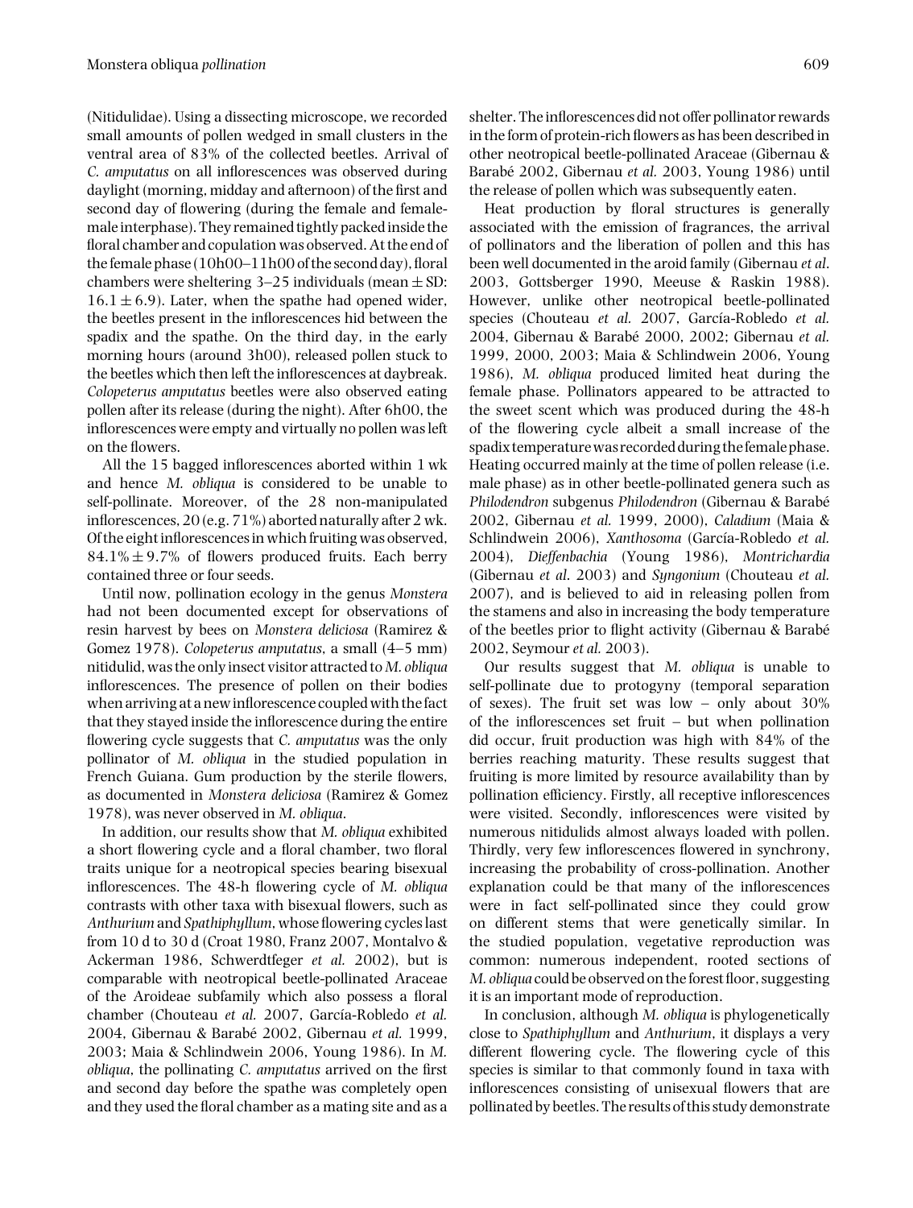(Nitidulidae). Using a dissecting microscope, we recorded small amounts of pollen wedged in small clusters in the ventral area of 83% of the collected beetles. Arrival of *C. amputatus* on all inflorescences was observed during daylight (morning, midday and afternoon) of the first and second day of flowering (during the female and female-male interphase). They remained tightly packed inside the floral chamber and copulation was observed. At the end of the female phase (10h00–11h00 of the second day), floral chambers were sheltering 3–25 individuals (mean ± SD: 16.1 ± 6.9). Later, when the spathe had opened wider, the beetles present in the inflorescences hid between the spadix and the spathe. On the third day, in the early morning hours (around 3h00), released pollen stuck to the beetles which then left the inflorescences at daybreak. *Colopeterus amputatus* beetles were also observed eating pollen after its release (during the night). After 6h00, the inflorescences were empty and virtually no pollen was left on the flowers.

All the 15 bagged inflorescences aborted within 1 wk and hence *M. obliqua* is considered to be unable to self-pollinate. Moreover, of the 28 non-manipulated inflorescences, 20 (e.g. 71%) aborted naturally after 2 wk. Of the eight inflorescences in which fruiting was observed, 84.1% ± 9.7% of flowers produced fruits. Each berry contained three or four seeds.

Until now, pollination ecology in the genus *Monstera* had not been documented except for observations of resin harvest by bees on *Monstera deliciosa* (Ramirez & Gomez 1978). *Colopeterus amputatus*, a small (4–5 mm) nitidulid, was the only insect visitor attracted to *M. obliqua* inflorescences. The presence of pollen on their bodies when arriving at a new inflorescence coupled with the fact that they stayed inside the inflorescence during the entire flowering cycle suggests that *C. amputatus* was the only pollinator of *M. obliqua* in the studied population in French Guiana. Gum production by the sterile flowers, as documented in *Monstera deliciosa* (Ramirez & Gomez 1978), was never observed in *M. obliqua*.

In addition, our results show that *M. obliqua* exhibited a short flowering cycle and a floral chamber, two floral traits unique for a neotropical species bearing bisexual inflorescences. The 48-h flowering cycle of *M. obliqua* contrasts with other taxa with bisexual flowers, such as *Anthurium* and *Spathiphyllum*, whose flowering cycles last from 10 d to 30 d (Croat 1980, Franz 2007, Montalvo & Ackerman 1986, Schwerdtfeger *et al.* 2002), but is comparable with neotropical beetle-pollinated Araceae of the Aroideae subfamily which also possess a floral chamber (Chouteau *et al.* 2007, García-Robledo *et al.* 2004, Gibernau & Barabé 2002, Gibernau *et al.* 1999, 2003; Maia & Schlindwein 2006, Young 1986). In *M. obliqua*, the pollinating *C. amputatus* arrived on the first and second day before the spathe was completely open and they used the floral chamber as a mating site and as a shelter. The inflorescences did not offer pollinator rewards in the form of protein-rich flowers as has been described in other neotropical beetle-pollinated Araceae (Gibernau & Barabé 2002, Gibernau *et al.* 2003, Young 1986) until the release of pollen which was subsequently eaten.

Heat production by floral structures is generally associated with the emission of fragrances, the arrival of pollinators and the liberation of pollen and this has been well documented in the aroid family (Gibernau *et al.* 2003, Gottsberger 1990, Meeuse & Raskin 1988). However, unlike other neotropical beetle-pollinated species (Chouteau *et al.* 2007, García-Robledo *et al.* 2004, Gibernau & Barabé 2000, 2002; Gibernau *et al.* 1999, 2000, 2003; Maia & Schlindwein 2006, Young 1986), *M. obliqua* produced limited heat during the female phase. Pollinators appeared to be attracted to the sweet scent which was produced during the 48-h of the flowering cycle albeit a small increase of the spadix temperature was recorded during the female phase. Heating occurred mainly at the time of pollen release (i.e. male phase) as in other beetle-pollinated genera such as *Philodendron* subgenus *Philodendron* (Gibernau & Barabé 2002, Gibernau *et al.* 1999, 2000), *Caladium* (Maia & Schlindwein 2006), *Xanthosoma* (García-Robledo *et al.* 2004), *Dieffenbachia* (Young 1986), *Montrichardia* (Gibernau *et al.* 2003) and *Syngonium* (Chouteau *et al.* 2007), and is believed to aid in releasing pollen from the stamens and also in increasing the body temperature of the beetles prior to flight activity (Gibernau & Barabé 2002, Seymour *et al.* 2003).

Our results suggest that *M. obliqua* is unable to self-pollinate due to protogyny (temporal separation of sexes). The fruit set was low – only about 30% of the inflorescences set fruit – but when pollination did occur, fruit production was high with 84% of the berries reaching maturity. These results suggest that fruiting is more limited by resource availability than by pollination efficiency. Firstly, all receptive inflorescences were visited. Secondly, inflorescences were visited by numerous nitidulids almost always loaded with pollen. Thirdly, very few inflorescences flowered in synchrony, increasing the probability of cross-pollination. Another explanation could be that many of the inflorescences were in fact self-pollinated since they could grow on different stems that were genetically similar. In the studied population, vegetative reproduction was common: numerous independent, rooted sections of *M. obliqua* could be observed on the forest floor, suggesting it is an important mode of reproduction.

In conclusion, although *M. obliqua* is phylogenetically close to *Spathiphyllum* and *Anthurium*, it displays a very different flowering cycle. The flowering cycle of this species is similar to that commonly found in taxa with inflorescences consisting of unisexual flowers that are pollinated by beetles. The results of this study demonstrate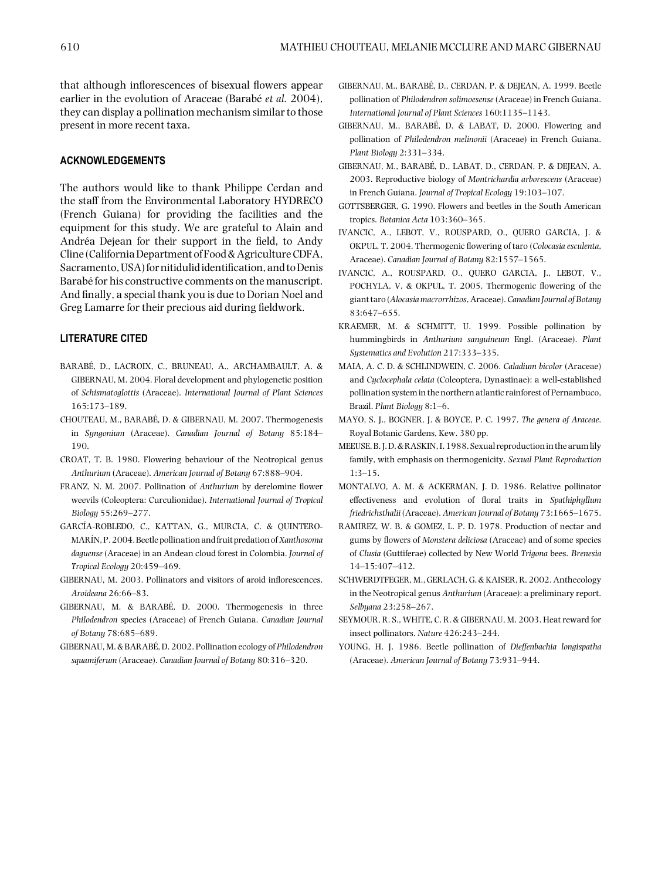that although inflorescences of bisexual flowers appear earlier in the evolution of Araceae (Barabé *et al.* 2004), they can display a pollination mechanism similar to those present in more recent taxa.

## ACKNOWLEDGEMENTS

The authors would like to thank Philippe Cerdan and the staff from the Environmental Laboratory HYDRECO (French Guiana) for providing the facilities and the equipment for this study. We are grateful to Alain and Andréa Dejean for their support in the field, to Andy Cline (California Department of Food & Agriculture CDFA, Sacramento, USA) for nitidulid identification, and to Denis Barabé for his constructive comments on the manuscript. And finally, a special thank you is due to Dorian Noel and Greg Lamarre for their precious aid during fieldwork.

## LITERATURE CITED

BARABÉ, D., LACROIX, C., BRUNEAU, A., ARCHAMBAULT, A. & GIBERNAU, M. 2004. Floral development and phylogenetic position of *Schismatoglottis* (Araceae). *International Journal of Plant Sciences* 165:173–189.

CHOUTEAU, M., BARABÉ, D. & GIBERNAU, M. 2007. Thermogenesis in *Syngonium* (Araceae). *Canadian Journal of Botany* 85:184–190.

CROAT, T. B. 1980. Flowering behaviour of the Neotropical genus *Anthurium* (Araceae). *American Journal of Botany* 67:888–904.

FRANZ, N. M. 2007. Pollination of *Anthurium* by derelomine flower weevils (Coleoptera: Curculionidae). *International Journal of Tropical Biology* 55:269–277.

GARCÍA-ROBLEDO, C., KATTAN, G., MURCIA, C. & QUINTERO-MARÍN, P. 2004. Beetle pollination and fruit predation of *Xanthosoma daguense* (Araceae) in an Andean cloud forest in Colombia. *Journal of Tropical Ecology* 20:459–469.

GIBERNAU, M. 2003. Pollinators and visitors of aroid inflorescences. *Aroideana* 26:66–83.

GIBERNAU, M. & BARABÉ, D. 2000. Thermogenesis in three *Philodendron* species (Araceae) of French Guiana. *Canadian Journal of Botany* 78:685–689.

GIBERNAU, M. & BARABÉ, D. 2002. Pollination ecology of *Philodendron squamiferum* (Araceae). *Canadian Journal of Botany* 80:316–320.

GIBERNAU, M., BARABÉ, D., CERDAN, P. & DEJEAN, A. 1999. Beetle pollination of *Philodendron solimoesense* (Araceae) in French Guiana. *International Journal of Plant Sciences* 160:1135–1143.

GIBERNAU, M., BARABÉ, D. & LABAT, D. 2000. Flowering and pollination of *Philodendron melinonii* (Araceae) in French Guiana. *Plant Biology* 2:331–334.

GIBERNAU, M., BARABÉ, D., LABAT, D., CERDAN, P. & DEJEAN, A. 2003. Reproductive biology of *Montrichardia arborescens* (Araceae) in French Guiana. *Journal of Tropical Ecology* 19:103–107.

GOTTSBERGER, G. 1990. Flowers and beetles in the South American tropics. *Botanica Acta* 103:360–365.

IVANCIC, A., LEBOT, V., ROUSPARD, O., QUERO GARCIA, J. & OKPUL, T. 2004. Thermogenic flowering of taro (*Colocasia esculenta*, Araceae). *Canadian Journal of Botany* 82:1557–1565.

IVANCIC, A., ROUSPARD, O., QUERO GARCIA, J., LEBOT, V., POCHYLA, V. & OKPUL, T. 2005. Thermogenic flowering of the giant taro (*Alocasia macrorrhizos*, Araceae). *Canadian Journal of Botany* 83:647–655.

KRAEMER, M. & SCHMITT, U. 1999. Possible pollination by hummingbirds in *Anthurium sanguineum* Engl. (Araceae). *Plant Systematics and Evolution* 217:333–335.

MAIA, A. C. D. & SCHLINDWEIN, C. 2006. *Caladium bicolor* (Araceae) and *Cyclocephala celata* (Coleoptera, Dynastinae): a well-established pollination system in the northern atlantic rainforest of Pernambuco, Brazil. *Plant Biology* 8:1–6.

MAYO, S. J., BOGNER, J. & BOYCE, P. C. 1997. *The genera of Araceae*. Royal Botanic Gardens, Kew. 380 pp.

MEEUSE, B. J. D. & RASKIN, I. 1988. Sexual reproduction in the arum lily family, with emphasis on thermogenicity. *Sexual Plant Reproduction* 1:3–15.

MONTALVO, A. M. & ACKERMAN, J. D. 1986. Relative pollinator effectiveness and evolution of floral traits in *Spathiphyllum friedrichsthalii* (Araceae). *American Journal of Botany* 73:1665–1675.

RAMIREZ, W. B. & GOMEZ, L. P. D. 1978. Production of nectar and gums by flowers of *Monstera deliciosa* (Araceae) and of some species of *Clusia* (Guttiferae) collected by New World *Trigona* bees. *Brenesia* 14–15:407–412.

SCHWERDTFEGER, M., GERLACH, G. & KAISER, R. 2002. Anthecology in the Neotropical genus *Anthurium* (Araceae): a preliminary report. *Selbyana* 23:258–267.

SEYMOUR, R. S., WHITE, C. R. & GIBERNAU, M. 2003. Heat reward for insect pollinators. *Nature* 426:243–244.

YOUNG, H. J. 1986. Beetle pollination of *Dieffenbachia longispatha* (Araceae). *American Journal of Botany* 73:931–944.